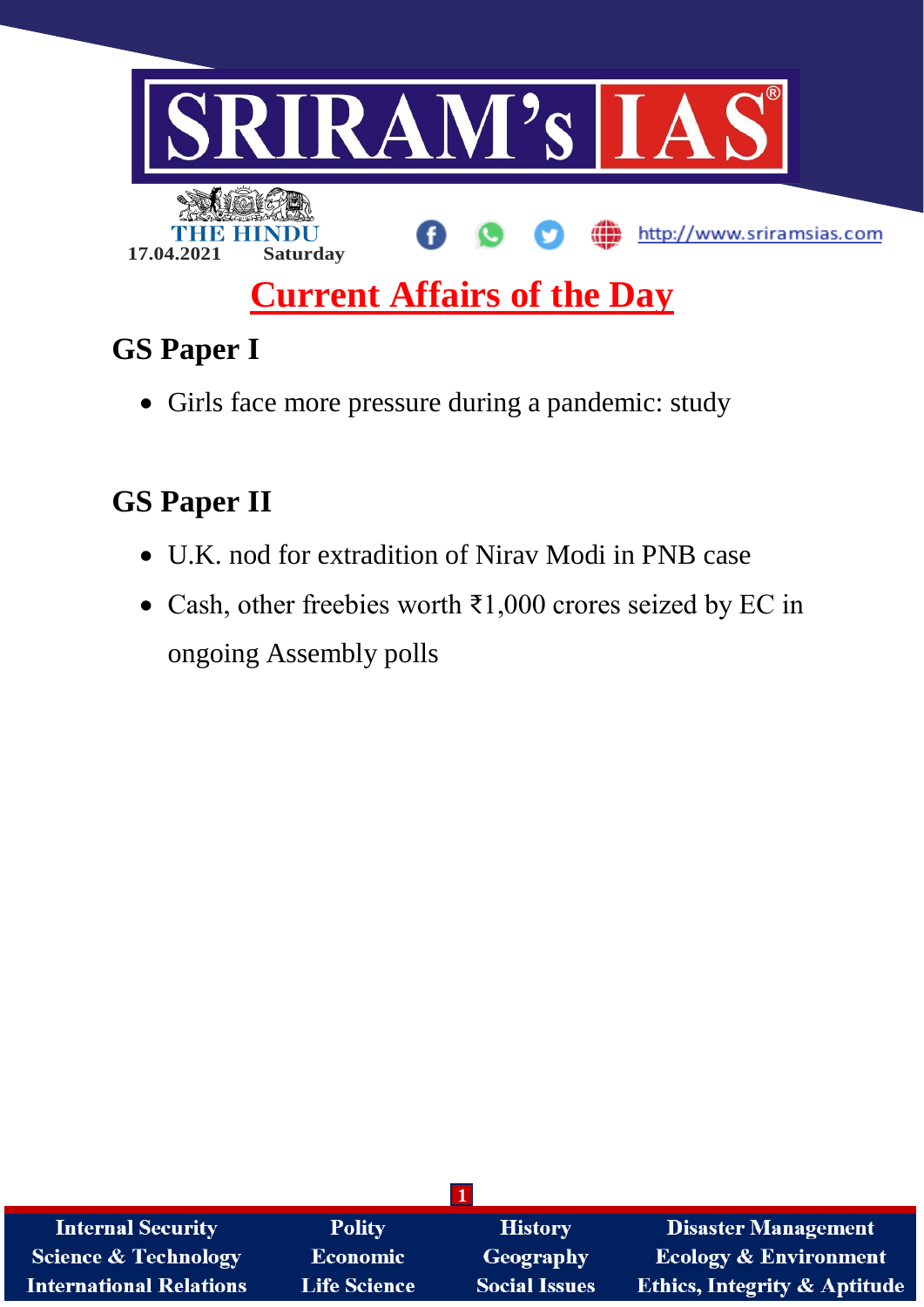SRIRAM's IAS

THE HINDU

17.04.2021 Saturday

http://www.sriramsias.com

# Current Affairs of the Day

## GS Paper I

- Girls face more pressure during a pandemic: study

## GS Paper II

- U.K. nod for extradition of Nirav Modi in PNB case
- Cash, other freebies worth ₹1,000 crores seized by EC in ongoing Assembly polls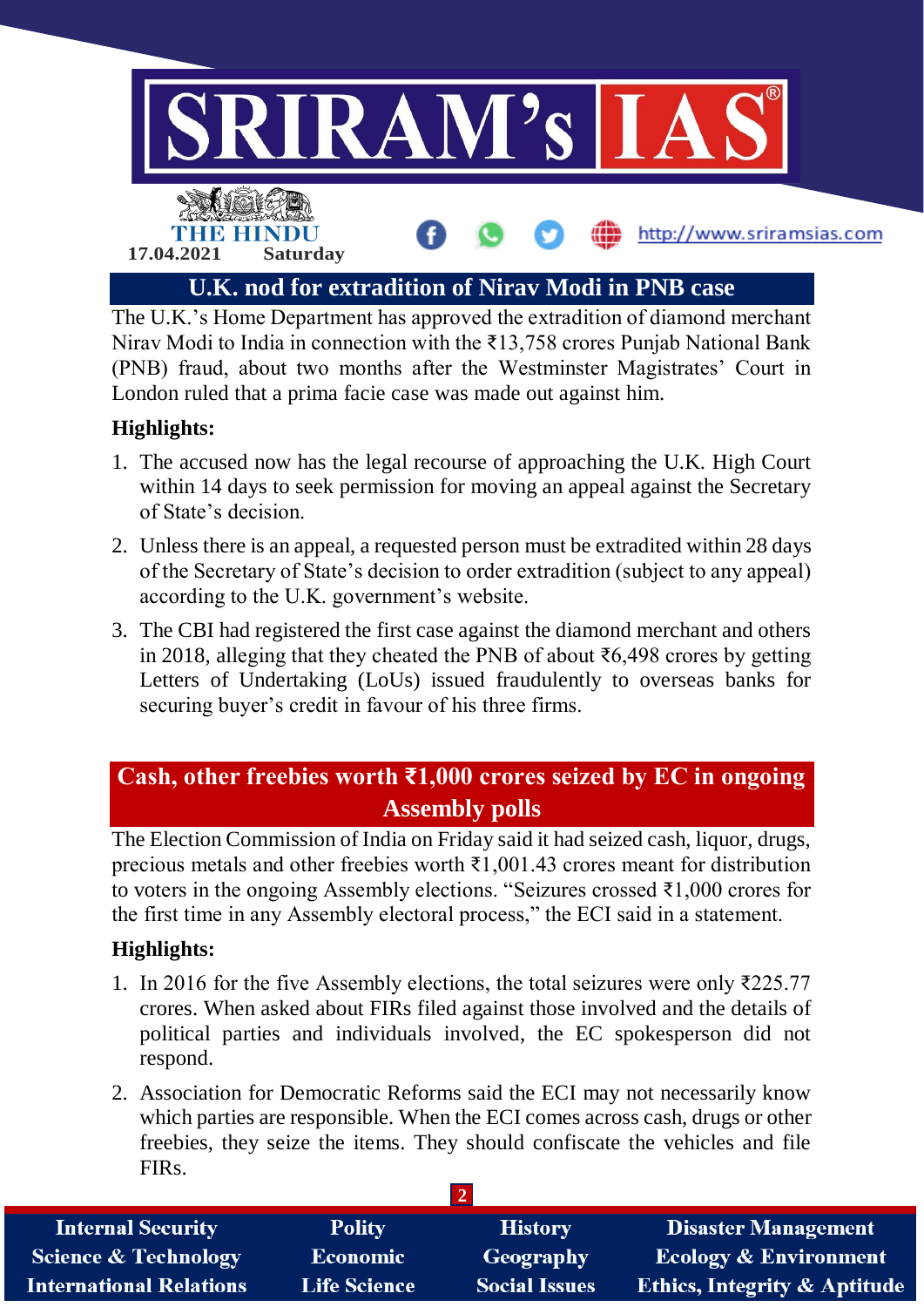## U.K. nod for extradition of Nirav Modi in PNB case

The U.K.'s Home Department has approved the extradition of diamond merchant Nirav Modi to India in connection with the ₹13,758 crores Punjab National Bank (PNB) fraud, about two months after the Westminster Magistrates' Court in London ruled that a prima facie case was made out against him.

**Highlights:**

1. The accused now has the legal recourse of approaching the U.K. High Court within 14 days to seek permission for moving an appeal against the Secretary of State's decision.
2. Unless there is an appeal, a requested person must be extradited within 28 days of the Secretary of State's decision to order extradition (subject to any appeal) according to the U.K. government's website.
3. The CBI had registered the first case against the diamond merchant and others in 2018, alleging that they cheated the PNB of about ₹6,498 crores by getting Letters of Undertaking (LoUs) issued fraudulently to overseas banks for securing buyer's credit in favour of his three firms.

## Cash, other freebies worth ₹1,000 crores seized by EC in ongoing Assembly polls

The Election Commission of India on Friday said it had seized cash, liquor, drugs, precious metals and other freebies worth ₹1,001.43 crores meant for distribution to voters in the ongoing Assembly elections. "Seizures crossed ₹1,000 crores for the first time in any Assembly electoral process," the ECI said in a statement.

**Highlights:**

1. In 2016 for the five Assembly elections, the total seizures were only ₹225.77 crores. When asked about FIRs filed against those involved and the details of political parties and individuals involved, the EC spokesperson did not respond.
2. Association for Democratic Reforms said the ECI may not necessarily know which parties are responsible. When the ECI comes across cash, drugs or other freebies, they seize the items. They should confiscate the vehicles and file FIRs.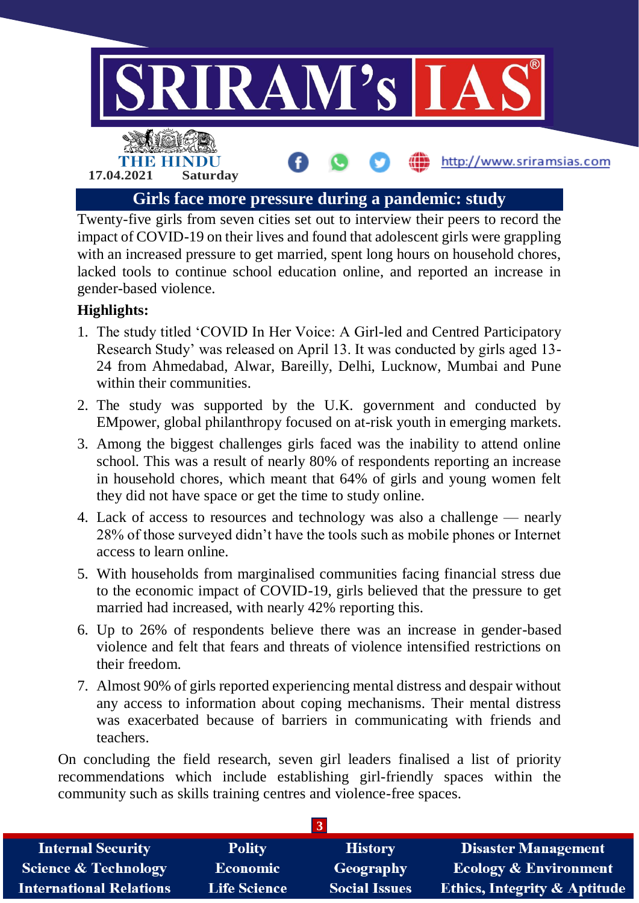# Girls face more pressure during a pandemic: study

Twenty-five girls from seven cities set out to interview their peers to record the impact of COVID-19 on their lives and found that adolescent girls were grappling with an increased pressure to get married, spent long hours on household chores, lacked tools to continue school education online, and reported an increase in gender-based violence.

**Highlights:**

1. The study titled 'COVID In Her Voice: A Girl-led and Centred Participatory Research Study' was released on April 13. It was conducted by girls aged 13-24 from Ahmedabad, Alwar, Bareilly, Delhi, Lucknow, Mumbai and Pune within their communities.
2. The study was supported by the U.K. government and conducted by EMpower, global philanthropy focused on at-risk youth in emerging markets.
3. Among the biggest challenges girls faced was the inability to attend online school. This was a result of nearly 80% of respondents reporting an increase in household chores, which meant that 64% of girls and young women felt they did not have space or get the time to study online.
4. Lack of access to resources and technology was also a challenge — nearly 28% of those surveyed didn't have the tools such as mobile phones or Internet access to learn online.
5. With households from marginalised communities facing financial stress due to the economic impact of COVID-19, girls believed that the pressure to get married had increased, with nearly 42% reporting this.
6. Up to 26% of respondents believe there was an increase in gender-based violence and felt that fears and threats of violence intensified restrictions on their freedom.
7. Almost 90% of girls reported experiencing mental distress and despair without any access to information about coping mechanisms. Their mental distress was exacerbated because of barriers in communicating with friends and teachers.

On concluding the field research, seven girl leaders finalised a list of priority recommendations which include establishing girl-friendly spaces within the community such as skills training centres and violence-free spaces.